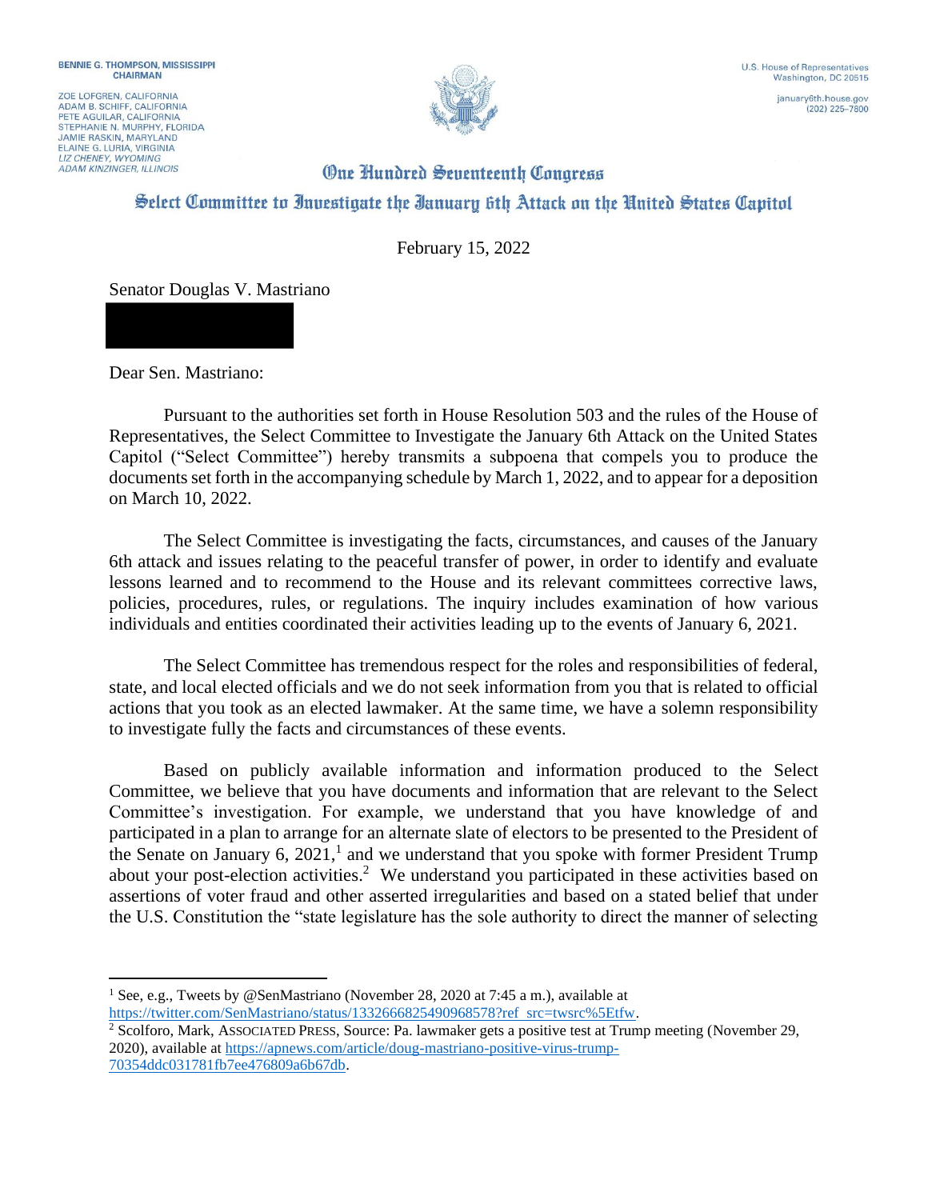BENNIE G. THOMPSON, MISSISSIPPI
CHAIRMAN

ZOE LOFGREN, CALIFORNIA
ADAM B. SCHIFF, CALIFORNIA
PETE AGUILAR, CALIFORNIA
STEPHANIE N. MURPHY, FLORIDA
JAMIE RASKIN, MARYLAND
ELAINE G. LURIA, VIRGINIA
*LIZ CHENEY, WYOMING*
*ADAM KINZINGER, ILLINOIS*

U.S. House of Representatives
Washington, DC 20515

january6th.house.gov
(202) 225–7800

# One Hundred Seventeenth Congress

## Select Committee to Investigate the January 6th Attack on the United States Capitol

February 15, 2022

Senator Douglas V. Mastriano

Dear Sen. Mastriano:

Pursuant to the authorities set forth in House Resolution 503 and the rules of the House of Representatives, the Select Committee to Investigate the January 6th Attack on the United States Capitol ("Select Committee") hereby transmits a subpoena that compels you to produce the documents set forth in the accompanying schedule by March 1, 2022, and to appear for a deposition on March 10, 2022.

The Select Committee is investigating the facts, circumstances, and causes of the January 6th attack and issues relating to the peaceful transfer of power, in order to identify and evaluate lessons learned and to recommend to the House and its relevant committees corrective laws, policies, procedures, rules, or regulations. The inquiry includes examination of how various individuals and entities coordinated their activities leading up to the events of January 6, 2021.

The Select Committee has tremendous respect for the roles and responsibilities of federal, state, and local elected officials and we do not seek information from you that is related to official actions that you took as an elected lawmaker. At the same time, we have a solemn responsibility to investigate fully the facts and circumstances of these events.

Based on publicly available information and information produced to the Select Committee, we believe that you have documents and information that are relevant to the Select Committee's investigation. For example, we understand that you have knowledge of and participated in a plan to arrange for an alternate slate of electors to be presented to the President of the Senate on January 6, 2021,[1] and we understand that you spoke with former President Trump about your post-election activities.[2] We understand you participated in these activities based on assertions of voter fraud and other asserted irregularities and based on a stated belief that under the U.S. Constitution the "state legislature has the sole authority to direct the manner of selecting

---

[1] See, e.g., Tweets by @SenMastriano (November 28, 2020 at 7:45 a m.), available at https://twitter.com/SenMastriano/status/1332666825490968578?ref_src=twsrc%5Etfw.

[2] Scolforo, Mark, ASSOCIATED PRESS, Source: Pa. lawmaker gets a positive test at Trump meeting (November 29, 2020), available at https://apnews.com/article/doug-mastriano-positive-virus-trump-70354ddc031781fb7ee476809a6b67db.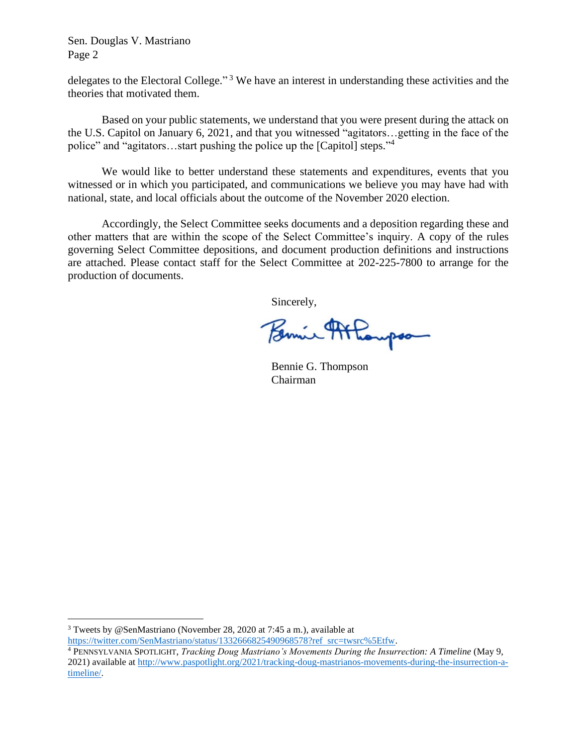delegates to the Electoral College."[3] We have an interest in understanding these activities and the theories that motivated them.

Based on your public statements, we understand that you were present during the attack on the U.S. Capitol on January 6, 2021, and that you witnessed "agitators…getting in the face of the police" and "agitators…start pushing the police up the [Capitol] steps."[4]

We would like to better understand these statements and expenditures, events that you witnessed or in which you participated, and communications we believe you may have had with national, state, and local officials about the outcome of the November 2020 election.

Accordingly, the Select Committee seeks documents and a deposition regarding these and other matters that are within the scope of the Select Committee's inquiry. A copy of the rules governing Select Committee depositions, and document production definitions and instructions are attached. Please contact staff for the Select Committee at 202-225-7800 to arrange for the production of documents.

Sincerely,

Bennie G. Thompson
Chairman

---

[3] Tweets by @SenMastriano (November 28, 2020 at 7:45 a m.), available at https://twitter.com/SenMastriano/status/1332666825490968578?ref_src=twsrc%5Etfw.

[4] PENNSYLVANIA SPOTLIGHT, *Tracking Doug Mastriano's Movements During the Insurrection: A Timeline* (May 9, 2021) available at http://www.paspotlight.org/2021/tracking-doug-mastrianos-movements-during-the-insurrection-a-timeline/.